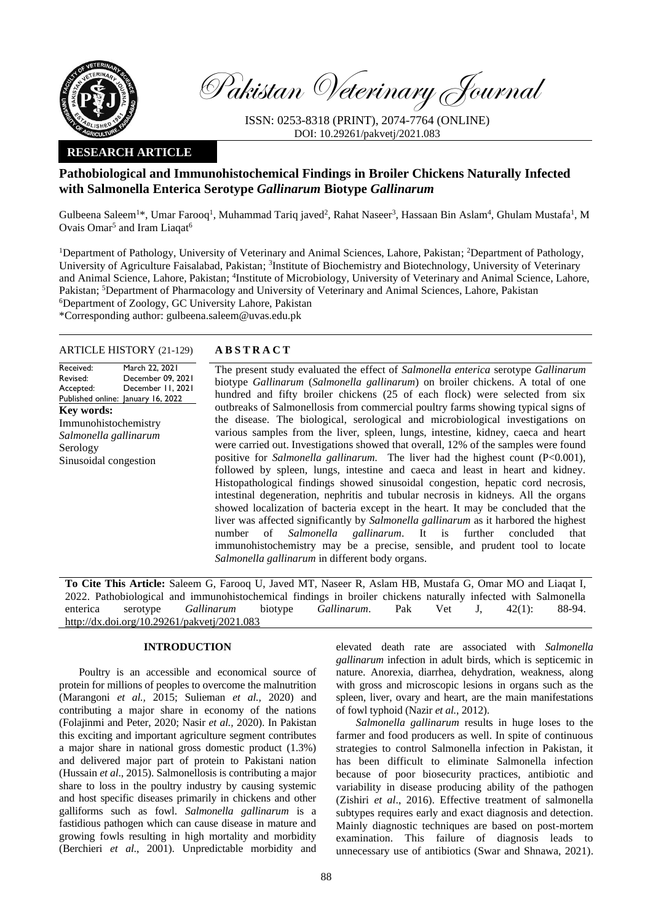# Pakistan Veterinary Journal

ISSN: 0253-8318 (PRINT), 2074-7764 (ONLINE)
DOI: 10.29261/pakvetj/2021.083

**RESEARCH ARTICLE**

## Pathobiological and Immunohistochemical Findings in Broiler Chickens Naturally Infected with Salmonella Enterica Serotype *Gallinarum* Biotype *Gallinarum*

Gulbeena Saleem[1]*, Umar Farooq[1], Muhammad Tariq javed[2], Rahat Naseer[3], Hassaan Bin Aslam[4], Ghulam Mustafa[1], M Ovais Omar[5] and Iram Liaqat[6]

[1]Department of Pathology, University of Veterinary and Animal Sciences, Lahore, Pakistan; [2]Department of Pathology, University of Agriculture Faisalabad, Pakistan; [3]Institute of Biochemistry and Biotechnology, University of Veterinary and Animal Science, Lahore, Pakistan; [4]Institute of Microbiology, University of Veterinary and Animal Science, Lahore, Pakistan; [5]Department of Pharmacology and University of Veterinary and Animal Sciences, Lahore, Pakistan
[6]Department of Zoology, GC University Lahore, Pakistan
*Corresponding author: gulbeena.saleem@uvas.edu.pk

**ARTICLE HISTORY** (21-129)

| | |
|---|---|
| Received: | March 22, 2021 |
| Revised: | December 09, 2021 |
| Accepted: | December 11, 2021 |
| Published online: | January 16, 2022 |

**Key words:**
Immunohistochemistry
*Salmonella gallinarum*
Serology
Sinusoidal congestion

**ABSTRACT**

The present study evaluated the effect of *Salmonella enterica* serotype *Gallinarum* biotype *Gallinarum* (*Salmonella gallinarum*) on broiler chickens. A total of one hundred and fifty broiler chickens (25 of each flock) were selected from six outbreaks of Salmonellosis from commercial poultry farms showing typical signs of the disease. The biological, serological and microbiological investigations on various samples from the liver, spleen, lungs, intestine, kidney, caeca and heart were carried out. Investigations showed that overall, 12% of the samples were found positive for *Salmonella gallinarum*. The liver had the highest count ($P<0.001$), followed by spleen, lungs, intestine and caeca and least in heart and kidney. Histopathological findings showed sinusoidal congestion, hepatic cord necrosis, intestinal degeneration, nephritis and tubular necrosis in kidneys. All the organs showed localization of bacteria except in the heart. It may be concluded that the liver was affected significantly by *Salmonella gallinarum* as it harbored the highest number of *Salmonella gallinarum*. It is further concluded that immunohistochemistry may be a precise, sensible, and prudent tool to locate *Salmonella gallinarum* in different body organs.

**To Cite This Article:** Saleem G, Farooq U, Javed MT, Naseer R, Aslam HB, Mustafa G, Omar MO and Liaqat I, 2022. Pathobiological and immunohistochemical findings in broiler chickens naturally infected with Salmonella enterica serotype *Gallinarum* biotype *Gallinarum*. Pak Vet J, 42(1): 88-94. http://dx.doi.org/10.29261/pakvetj/2021.083

## INTRODUCTION

Poultry is an accessible and economical source of protein for millions of peoples to overcome the malnutrition (Marangoni *et al.,* 2015; Sulieman *et al.,* 2020) and contributing a major share in economy of the nations (Folajinmi and Peter, 2020; Nasir *et al.,* 2020). In Pakistan this exciting and important agriculture segment contributes a major share in national gross domestic product (1.3%) and delivered major part of protein to Pakistani nation (Hussain *et al*., 2015). Salmonellosis is contributing a major share to loss in the poultry industry by causing systemic and host specific diseases primarily in chickens and other galliforms such as fowl. *Salmonella gallinarum* is a fastidious pathogen which can cause disease in mature and growing fowls resulting in high mortality and morbidity (Berchieri *et al*., 2001). Unpredictable morbidity and elevated death rate are associated with *Salmonella gallinarum* infection in adult birds, which is septicemic in nature. Anorexia, diarrhea, dehydration, weakness, along with gross and microscopic lesions in organs such as the spleen, liver, ovary and heart, are the main manifestations of fowl typhoid (Nazir *et al.,* 2012).

*Salmonella gallinarum* results in huge loses to the farmer and food producers as well. In spite of continuous strategies to control Salmonella infection in Pakistan, it has been difficult to eliminate Salmonella infection because of poor biosecurity practices, antibiotic and variability in disease producing ability of the pathogen (Zishiri *et al*., 2016). Effective treatment of salmonella subtypes requires early and exact diagnosis and detection. Mainly diagnostic techniques are based on post-mortem examination. This failure of diagnosis leads to unnecessary use of antibiotics (Swar and Shnawa, 2021).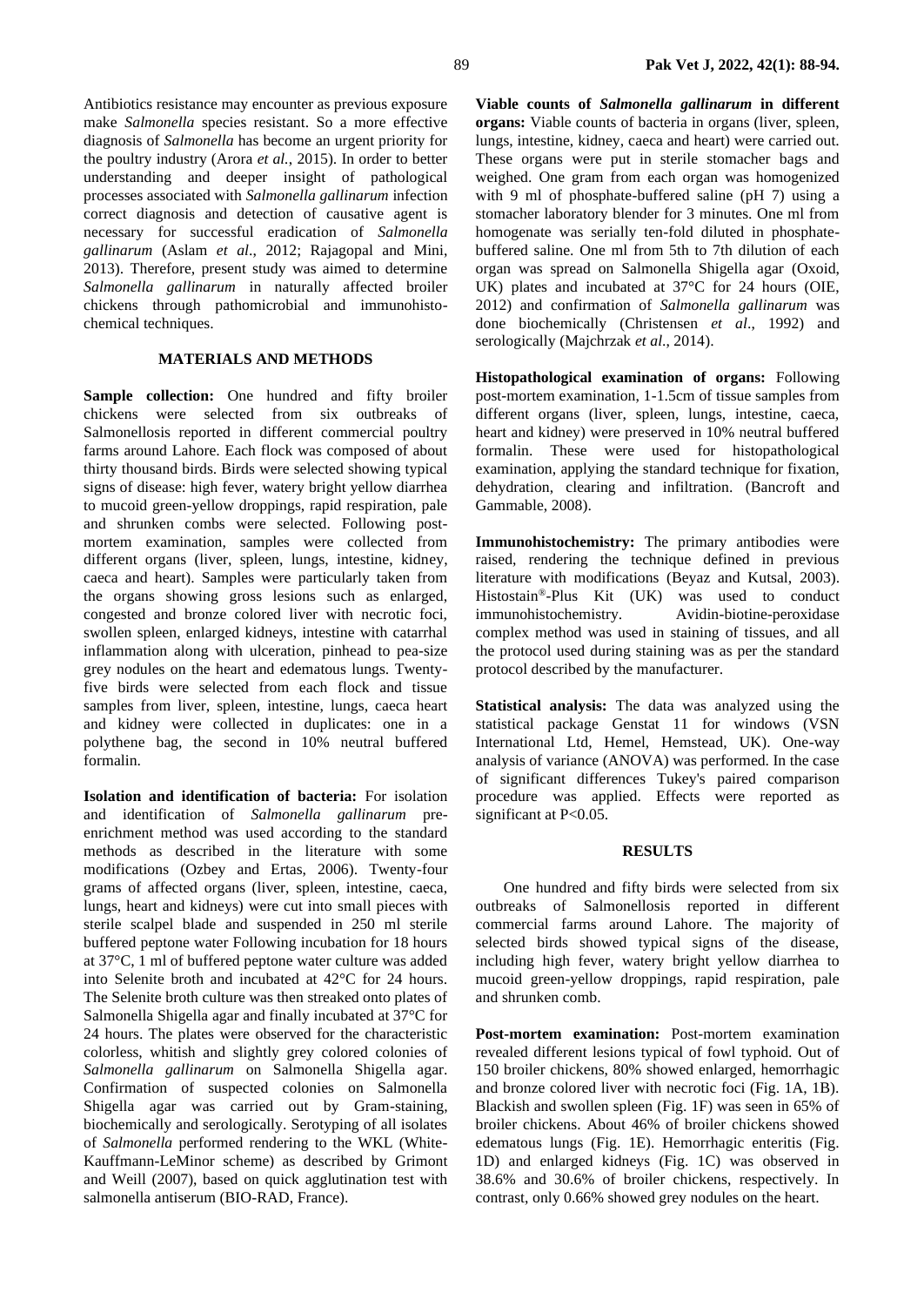Antibiotics resistance may encounter as previous exposure make *Salmonella* species resistant. So a more effective diagnosis of *Salmonella* has become an urgent priority for the poultry industry (Arora *et al.*, 2015). In order to better understanding and deeper insight of pathological processes associated with *Salmonella gallinarum* infection correct diagnosis and detection of causative agent is necessary for successful eradication of *Salmonella gallinarum* (Aslam *et al*., 2012; Rajagopal and Mini, 2013). Therefore, present study was aimed to determine *Salmonella gallinarum* in naturally affected broiler chickens through pathomicrobial and immunohisto-chemical techniques.

## MATERIALS AND METHODS

**Sample collection:** One hundred and fifty broiler chickens were selected from six outbreaks of Salmonellosis reported in different commercial poultry farms around Lahore. Each flock was composed of about thirty thousand birds. Birds were selected showing typical signs of disease: high fever, watery bright yellow diarrhea to mucoid green-yellow droppings, rapid respiration, pale and shrunken combs were selected. Following post-mortem examination, samples were collected from different organs (liver, spleen, lungs, intestine, kidney, caeca and heart). Samples were particularly taken from the organs showing gross lesions such as enlarged, congested and bronze colored liver with necrotic foci, swollen spleen, enlarged kidneys, intestine with catarrhal inflammation along with ulceration, pinhead to pea-size grey nodules on the heart and edematous lungs. Twenty-five birds were selected from each flock and tissue samples from liver, spleen, intestine, lungs, caeca heart and kidney were collected in duplicates: one in a polythene bag, the second in 10% neutral buffered formalin.

**Isolation and identification of bacteria:** For isolation and identification of *Salmonella gallinarum* pre-enrichment method was used according to the standard methods as described in the literature with some modifications (Ozbey and Ertas, 2006). Twenty-four grams of affected organs (liver, spleen, intestine, caeca, lungs, heart and kidneys) were cut into small pieces with sterile scalpel blade and suspended in 250 ml sterile buffered peptone water Following incubation for 18 hours at 37°C, 1 ml of buffered peptone water culture was added into Selenite broth and incubated at 42°C for 24 hours. The Selenite broth culture was then streaked onto plates of Salmonella Shigella agar and finally incubated at 37°C for 24 hours. The plates were observed for the characteristic colorless, whitish and slightly grey colored colonies of *Salmonella gallinarum* on Salmonella Shigella agar. Confirmation of suspected colonies on Salmonella Shigella agar was carried out by Gram-staining, biochemically and serologically. Serotyping of all isolates of *Salmonella* performed rendering to the WKL (White-Kauffmann-LeMinor scheme) as described by Grimont and Weill (2007), based on quick agglutination test with salmonella antiserum (BIO-RAD, France).

**Viable counts of *Salmonella gallinarum* in different organs:** Viable counts of bacteria in organs (liver, spleen, lungs, intestine, kidney, caeca and heart) were carried out. These organs were put in sterile stomacher bags and weighed. One gram from each organ was homogenized with 9 ml of phosphate-buffered saline (pH 7) using a stomacher laboratory blender for 3 minutes. One ml from homogenate was serially ten-fold diluted in phosphate-buffered saline. One ml from 5th to 7th dilution of each organ was spread on Salmonella Shigella agar (Oxoid, UK) plates and incubated at 37°C for 24 hours (OIE, 2012) and confirmation of *Salmonella gallinarum* was done biochemically (Christensen *et al*., 1992) and serologically (Majchrzak *et al*., 2014).

**Histopathological examination of organs:** Following post-mortem examination, 1-1.5cm of tissue samples from different organs (liver, spleen, lungs, intestine, caeca, heart and kidney) were preserved in 10% neutral buffered formalin. These were used for histopathological examination, applying the standard technique for fixation, dehydration, clearing and infiltration. (Bancroft and Gammable, 2008).

**Immunohistochemistry:** The primary antibodies were raised, rendering the technique defined in previous literature with modifications (Beyaz and Kutsal, 2003). Histostain®-Plus Kit (UK) was used to conduct immunohistochemistry. Avidin-biotine-peroxidase complex method was used in staining of tissues, and all the protocol used during staining was as per the standard protocol described by the manufacturer.

**Statistical analysis:** The data was analyzed using the statistical package Genstat 11 for windows (VSN International Ltd, Hemel, Hemstead, UK). One-way analysis of variance (ANOVA) was performed. In the case of significant differences Tukey's paired comparison procedure was applied. Effects were reported as significant at $P<0.05$.

## RESULTS

One hundred and fifty birds were selected from six outbreaks of Salmonellosis reported in different commercial farms around Lahore. The majority of selected birds showed typical signs of the disease, including high fever, watery bright yellow diarrhea to mucoid green-yellow droppings, rapid respiration, pale and shrunken comb.

**Post-mortem examination:** Post-mortem examination revealed different lesions typical of fowl typhoid. Out of 150 broiler chickens, 80% showed enlarged, hemorrhagic and bronze colored liver with necrotic foci (Fig. 1A, 1B). Blackish and swollen spleen (Fig. 1F) was seen in 65% of broiler chickens. About 46% of broiler chickens showed edematous lungs (Fig. 1E). Hemorrhagic enteritis (Fig. 1D) and enlarged kidneys (Fig. 1C) was observed in 38.6% and 30.6% of broiler chickens, respectively. In contrast, only 0.66% showed grey nodules on the heart.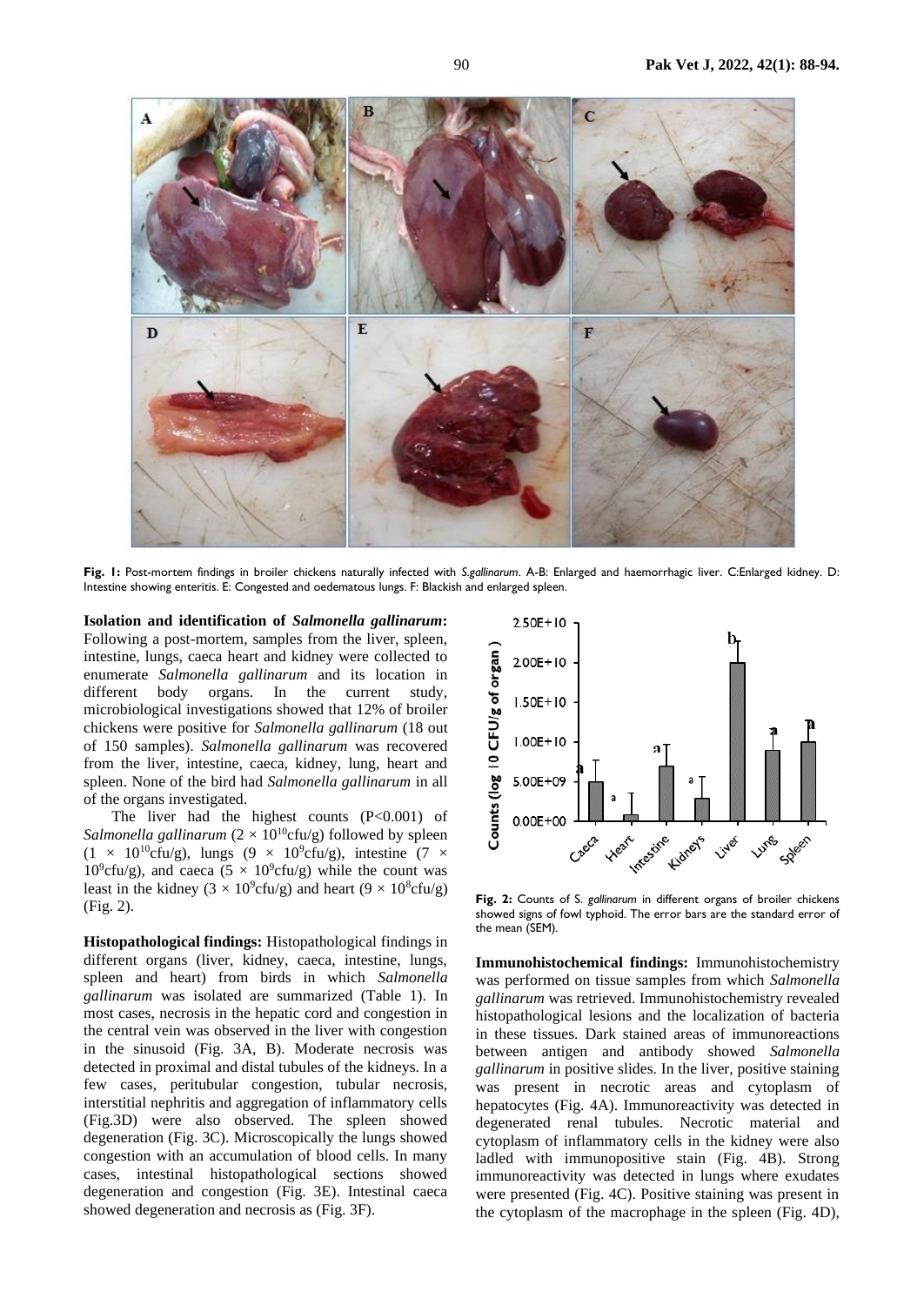Fig. 1: Post-mortem findings in broiler chickens naturally infected with *S.gallinarum*. A-B: Enlarged and haemorrhagic liver. C:Enlarged kidney. D: Intestine showing enteritis. E: Congested and oedematous lungs. F: Blackish and enlarged spleen.

**Isolation and identification of *Salmonella gallinarum*:** Following a post-mortem, samples from the liver, spleen, intestine, lungs, caeca heart and kidney were collected to enumerate *Salmonella gallinarum* and its location in different body organs. In the current study, microbiological investigations showed that 12% of broiler chickens were positive for *Salmonella gallinarum* (18 out of 150 samples). *Salmonella gallinarum* was recovered from the liver, intestine, caeca, kidney, lung, heart and spleen. None of the bird had *Salmonella gallinarum* in all of the organs investigated.

The liver had the highest counts ($P<0.001$) of *Salmonella gallinarum* ($2 \times 10^{10}$cfu/g) followed by spleen ($1 \times 10^{10}$cfu/g), lungs ($9 \times 10^{9}$cfu/g), intestine ($7 \times 10^{9}$cfu/g), and caeca ($5 \times 10^{9}$cfu/g) while the count was least in the kidney ($3 \times 10^{9}$cfu/g) and heart ($9 \times 10^{8}$cfu/g) (Fig. 2).

**Histopathological findings:** Histopathological findings in different organs (liver, kidney, caeca, intestine, lungs, spleen and heart) from birds in which *Salmonella gallinarum* was isolated are summarized (Table 1). In most cases, necrosis in the hepatic cord and congestion in the central vein was observed in the liver with congestion in the sinusoid (Fig. 3A, B). Moderate necrosis was detected in proximal and distal tubules of the kidneys. In a few cases, peritubular congestion, tubular necrosis, interstitial nephritis and aggregation of inflammatory cells (Fig.3D) were also observed. The spleen showed degeneration (Fig. 3C). Microscopically the lungs showed congestion with an accumulation of blood cells. In many cases, intestinal histopathological sections showed degeneration and congestion (Fig. 3E). Intestinal caeca showed degeneration and necrosis as (Fig. 3F).

Fig. 2: Counts of *S. gallinarum* in different organs of broiler chickens showed signs of fowl typhoid. The error bars are the standard error of the mean (SEM).

**Immunohistochemical findings:** Immunohistochemistry was performed on tissue samples from which *Salmonella gallinarum* was retrieved. Immunohistochemistry revealed histopathological lesions and the localization of bacteria in these tissues. Dark stained areas of immunoreactions between antigen and antibody showed *Salmonella gallinarum* in positive slides. In the liver, positive staining was present in necrotic areas and cytoplasm of hepatocytes (Fig. 4A). Immunoreactivity was detected in degenerated renal tubules. Necrotic material and cytoplasm of inflammatory cells in the kidney were also ladled with immunopositive stain (Fig. 4B). Strong immunoreactivity was detected in lungs where exudates were presented (Fig. 4C). Positive staining was present in the cytoplasm of the macrophage in the spleen (Fig. 4D),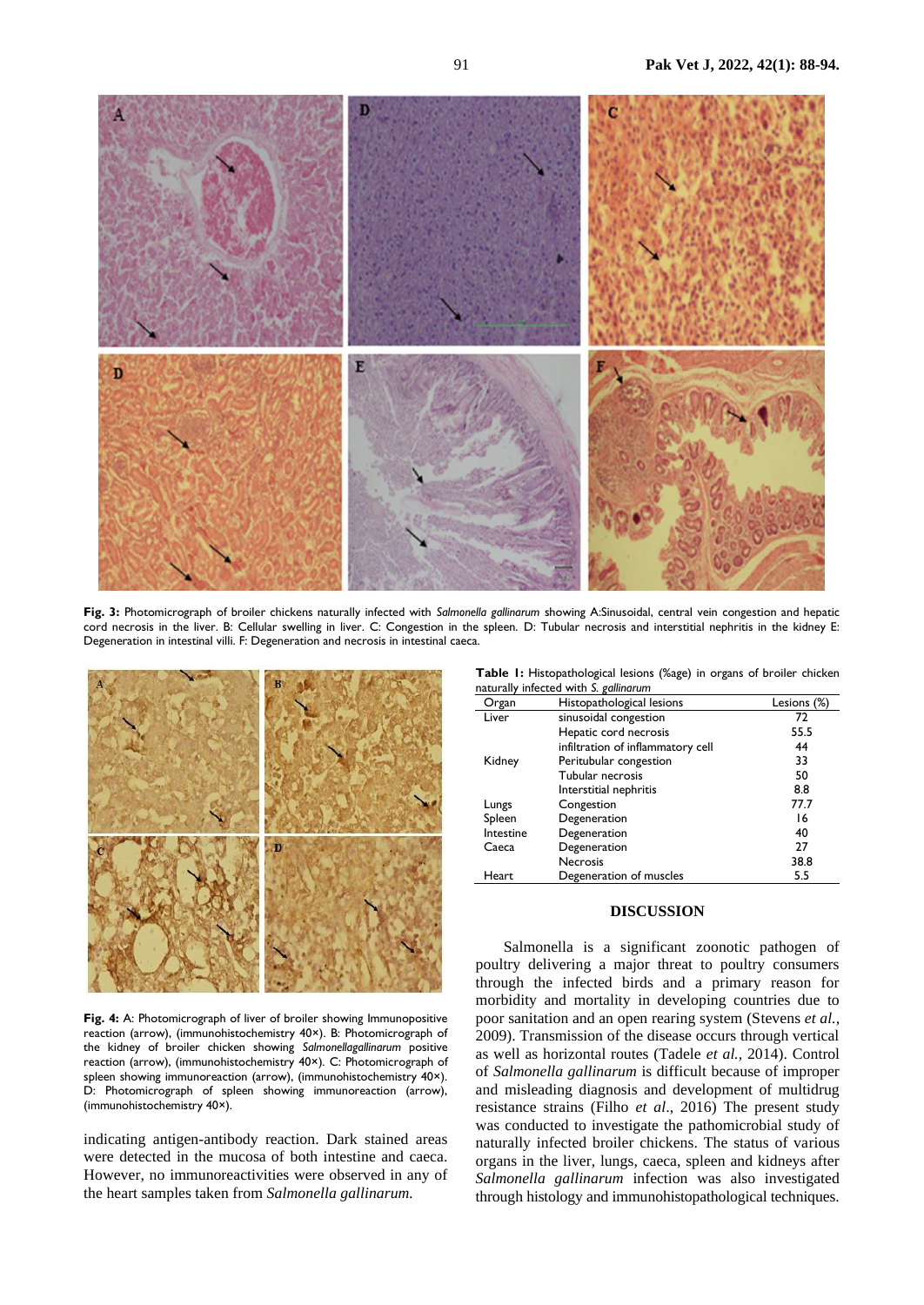**Fig. 3:** Photomicrograph of broiler chickens naturally infected with *Salmonella gallinarum* showing A:Sinusoidal, central vein congestion and hepatic cord necrosis in the liver. B: Cellular swelling in liver. C: Congestion in the spleen. D: Tubular necrosis and interstitial nephritis in the kidney E: Degeneration in intestinal villi. F: Degeneration and necrosis in intestinal caeca.

**Fig. 4:** A: Photomicrograph of liver of broiler showing Immunopositive reaction (arrow), (immunohistochemistry 40×). B: Photomicrograph of the kidney of broiler chicken showing *Salmonellagallinarum* positive reaction (arrow), (immunohistochemistry 40×). C: Photomicrograph of spleen showing immunoreaction (arrow), (immunohistochemistry 40×). D: Photomicrograph of spleen showing immunoreaction (arrow), (immunohistochemistry 40×).

indicating antigen-antibody reaction. Dark stained areas were detected in the mucosa of both intestine and caeca. However, no immunoreactivities were observed in any of the heart samples taken from *Salmonella gallinarum*.

**Table 1:** Histopathological lesions (%age) in organs of broiler chicken naturally infected with *S. gallinarum*

| Organ | Histopathological lesions | Lesions (%) |
|---|---|---|
| Liver | sinusoidal congestion | 72 |
| | Hepatic cord necrosis | 55.5 |
| | infiltration of inflammatory cell | 44 |
| Kidney | Peritubular congestion | 33 |
| | Tubular necrosis | 50 |
| | Interstitial nephritis | 8.8 |
| Lungs | Congestion | 77.7 |
| Spleen | Degeneration | 16 |
| Intestine | Degeneration | 40 |
| Caeca | Degeneration | 27 |
| | Necrosis | 38.8 |
| Heart | Degeneration of muscles | 5.5 |

## DISCUSSION

Salmonella is a significant zoonotic pathogen of poultry delivering a major threat to poultry consumers through the infected birds and a primary reason for morbidity and mortality in developing countries due to poor sanitation and an open rearing system (Stevens *et al.*, 2009). Transmission of the disease occurs through vertical as well as horizontal routes (Tadele *et al.*, 2014). Control of *Salmonella gallinarum* is difficult because of improper and misleading diagnosis and development of multidrug resistance strains (Filho *et al.*, 2016) The present study was conducted to investigate the pathomicrobial study of naturally infected broiler chickens. The status of various organs in the liver, lungs, caeca, spleen and kidneys after *Salmonella gallinarum* infection was also investigated through histology and immunohistopathological techniques.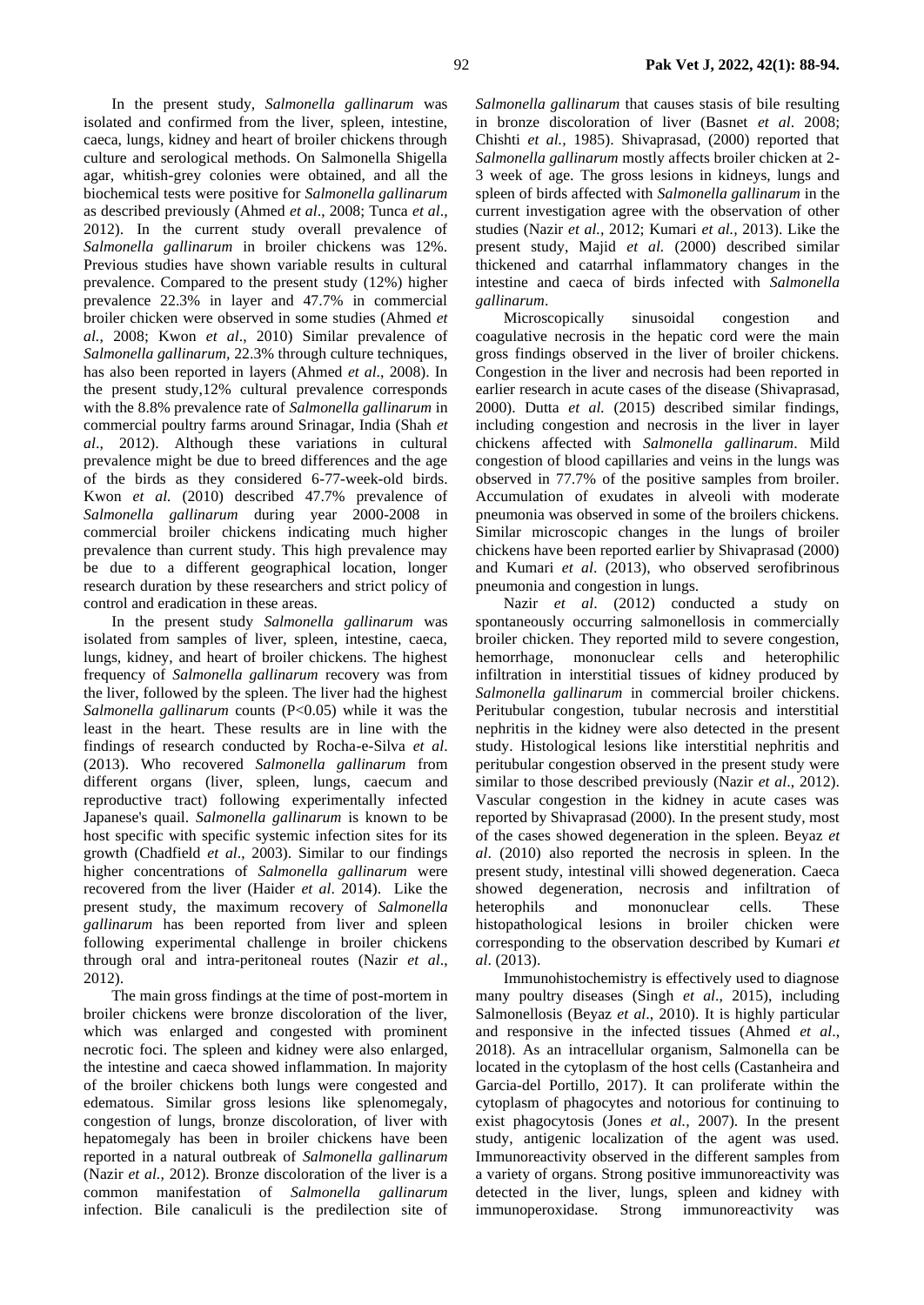In the present study, *Salmonella gallinarum* was isolated and confirmed from the liver, spleen, intestine, caeca, lungs, kidney and heart of broiler chickens through culture and serological methods. On Salmonella Shigella agar, whitish-grey colonies were obtained, and all the biochemical tests were positive for *Salmonella gallinarum* as described previously (Ahmed *et al*., 2008; Tunca *et al*., 2012). In the current study overall prevalence of *Salmonella gallinarum* in broiler chickens was 12%. Previous studies have shown variable results in cultural prevalence. Compared to the present study (12%) higher prevalence 22.3% in layer and 47.7% in commercial broiler chicken were observed in some studies (Ahmed *et al.,* 2008; Kwon *et al*., 2010) Similar prevalence of *Salmonella gallinarum,* 22.3% through culture techniques, has also been reported in layers (Ahmed *et al*., 2008). In the present study,12% cultural prevalence corresponds with the 8.8% prevalence rate of *Salmonella gallinarum* in commercial poultry farms around Srinagar, India (Shah *et al*., 2012). Although these variations in cultural prevalence might be due to breed differences and the age of the birds as they considered 6-77-week-old birds. Kwon *et al.* (2010) described 47.7% prevalence of *Salmonella gallinarum* during year 2000-2008 in commercial broiler chickens indicating much higher prevalence than current study. This high prevalence may be due to a different geographical location, longer research duration by these researchers and strict policy of control and eradication in these areas.

In the present study *Salmonella gallinarum* was isolated from samples of liver, spleen, intestine, caeca, lungs, kidney, and heart of broiler chickens. The highest frequency of *Salmonella gallinarum* recovery was from the liver, followed by the spleen. The liver had the highest *Salmonella gallinarum* counts ($P<0.05$) while it was the least in the heart. These results are in line with the findings of research conducted by Rocha-e-Silva *et al*. (2013). Who recovered *Salmonella gallinarum* from different organs (liver, spleen, lungs, caecum and reproductive tract) following experimentally infected Japanese's quail. *Salmonella gallinarum* is known to be host specific with specific systemic infection sites for its growth (Chadfield *et al*., 2003). Similar to our findings higher concentrations of *Salmonella gallinarum* were recovered from the liver (Haider *et al*. 2014). Like the present study, the maximum recovery of *Salmonella gallinarum* has been reported from liver and spleen following experimental challenge in broiler chickens through oral and intra-peritoneal routes (Nazir *et al*., 2012).

The main gross findings at the time of post-mortem in broiler chickens were bronze discoloration of the liver, which was enlarged and congested with prominent necrotic foci. The spleen and kidney were also enlarged, the intestine and caeca showed inflammation. In majority of the broiler chickens both lungs were congested and edematous. Similar gross lesions like splenomegaly, congestion of lungs, bronze discoloration, of liver with hepatomegaly has been in broiler chickens have been reported in a natural outbreak of *Salmonella gallinarum* (Nazir *et al.,* 2012). Bronze discoloration of the liver is a common manifestation of *Salmonella gallinarum* infection. Bile canaliculi is the predilection site of *Salmonella gallinarum* that causes stasis of bile resulting in bronze discoloration of liver (Basnet *et al*. 2008; Chishti *et al.,* 1985). Shivaprasad, (2000) reported that *Salmonella gallinarum* mostly affects broiler chicken at 2-3 week of age. The gross lesions in kidneys, lungs and spleen of birds affected with *Salmonella gallinarum* in the current investigation agree with the observation of other studies (Nazir *et al.,* 2012; Kumari *et al.,* 2013). Like the present study, Majid *et al.* (2000) described similar thickened and catarrhal inflammatory changes in the intestine and caeca of birds infected with *Salmonella gallinarum*.

Microscopically sinusoidal congestion and coagulative necrosis in the hepatic cord were the main gross findings observed in the liver of broiler chickens. Congestion in the liver and necrosis had been reported in earlier research in acute cases of the disease (Shivaprasad, 2000). Dutta *et al.* (2015) described similar findings, including congestion and necrosis in the liver in layer chickens affected with *Salmonella gallinarum*. Mild congestion of blood capillaries and veins in the lungs was observed in 77.7% of the positive samples from broiler. Accumulation of exudates in alveoli with moderate pneumonia was observed in some of the broilers chickens. Similar microscopic changes in the lungs of broiler chickens have been reported earlier by Shivaprasad (2000) and Kumari *et al*. (2013), who observed serofibrinous pneumonia and congestion in lungs.

Nazir *et al*. (2012) conducted a study on spontaneously occurring salmonellosis in commercially broiler chicken. They reported mild to severe congestion, hemorrhage, mononuclear cells and heterophilic infiltration in interstitial tissues of kidney produced by *Salmonella gallinarum* in commercial broiler chickens. Peritubular congestion, tubular necrosis and interstitial nephritis in the kidney were also detected in the present study. Histological lesions like interstitial nephritis and peritubular congestion observed in the present study were similar to those described previously (Nazir *et al*., 2012). Vascular congestion in the kidney in acute cases was reported by Shivaprasad (2000). In the present study, most of the cases showed degeneration in the spleen. Beyaz *et al*. (2010) also reported the necrosis in spleen. In the present study, intestinal villi showed degeneration. Caeca showed degeneration, necrosis and infiltration of heterophils and mononuclear cells. These histopathological lesions in broiler chicken were corresponding to the observation described by Kumari *et al*. (2013).

Immunohistochemistry is effectively used to diagnose many poultry diseases (Singh *et al*., 2015), including Salmonellosis (Beyaz *et al*., 2010). It is highly particular and responsive in the infected tissues (Ahmed *et al*., 2018). As an intracellular organism, Salmonella can be located in the cytoplasm of the host cells (Castanheira and Garcia-del Portillo, 2017). It can proliferate within the cytoplasm of phagocytes and notorious for continuing to exist phagocytosis (Jones *et al.,* 2007). In the present study, antigenic localization of the agent was used. Immunoreactivity observed in the different samples from a variety of organs. Strong positive immunoreactivity was detected in the liver, lungs, spleen and kidney with immunoperoxidase. Strong immunoreactivity was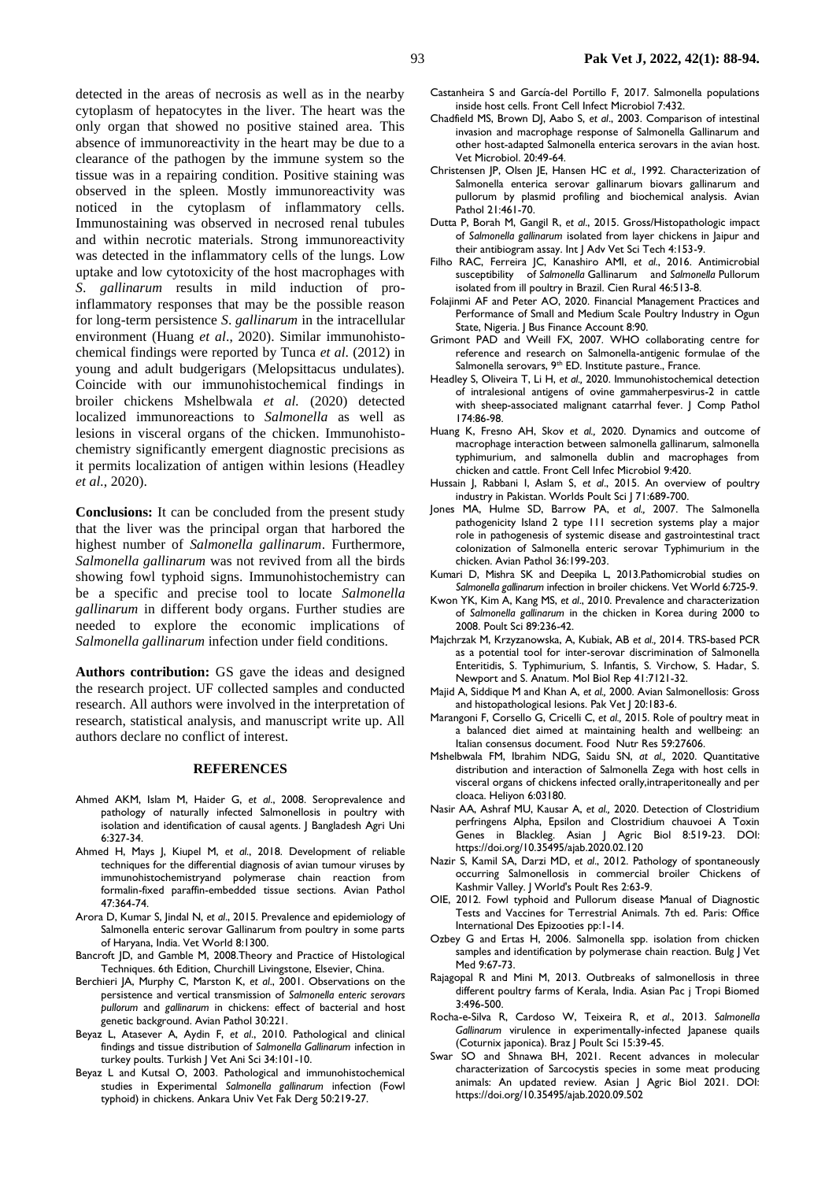detected in the areas of necrosis as well as in the nearby cytoplasm of hepatocytes in the liver. The heart was the only organ that showed no positive stained area. This absence of immunoreactivity in the heart may be due to a clearance of the pathogen by the immune system so the tissue was in a repairing condition. Positive staining was observed in the spleen. Mostly immunoreactivity was noticed in the cytoplasm of inflammatory cells. Immunostaining was observed in necrosed renal tubules and within necrotic materials. Strong immunoreactivity was detected in the inflammatory cells of the lungs. Low uptake and low cytotoxicity of the host macrophages with *S. gallinarum* results in mild induction of pro-inflammatory responses that may be the possible reason for long-term persistence *S. gallinarum* in the intracellular environment (Huang *et al*., 2020). Similar immunohistochemical findings were reported by Tunca *et al*. (2012) in young and adult budgerigars (Melopsittacus undulates). Coincide with our immunohistochemical findings in broiler chickens Mshelbwala *et al.* (2020) detected localized immunoreactions to *Salmonella* as well as lesions in visceral organs of the chicken. Immunohistochemistry significantly emergent diagnostic precisions as it permits localization of antigen within lesions (Headley *et al.*, 2020).

**Conclusions:** It can be concluded from the present study that the liver was the principal organ that harbored the highest number of *Salmonella gallinarum*. Furthermore, *Salmonella gallinarum* was not revived from all the birds showing fowl typhoid signs. Immunohistochemistry can be a specific and precise tool to locate *Salmonella gallinarum* in different body organs. Further studies are needed to explore the economic implications of *Salmonella gallinarum* infection under field conditions.

**Authors contribution:** GS gave the ideas and designed the research project. UF collected samples and conducted research. All authors were involved in the interpretation of research, statistical analysis, and manuscript write up. All authors declare no conflict of interest.

## REFERENCES

Ahmed AKM, Islam M, Haider G, *et al*., 2008. Seroprevalence and pathology of naturally infected Salmonellosis in poultry with isolation and identification of causal agents. J Bangladesh Agri Uni 6:327-34.

Ahmed H, Mays J, Kiupel M, *et al*., 2018. Development of reliable techniques for the differential diagnosis of avian tumour viruses by immunohistochemistryand polymerase chain reaction from formalin-fixed paraffin-embedded tissue sections. Avian Pathol 47:364-74.

Arora D, Kumar S, Jindal N, *et al*., 2015. Prevalence and epidemiology of Salmonella enteric serovar Gallinarum from poultry in some parts of Haryana, India. Vet World 8:1300.

Bancroft JD, and Gamble M, 2008.Theory and Practice of Histological Techniques. 6th Edition, Churchill Livingstone, Elsevier, China.

Berchieri JA, Murphy C, Marston K, *et al*., 2001. Observations on the persistence and vertical transmission of *Salmonella enteric serovars pullorum* and *gallinarum* in chickens: effect of bacterial and host genetic background. Avian Pathol 30:221.

Beyaz L, Atasever A, Aydin F, *et al*., 2010. Pathological and clinical findings and tissue distribution of *Salmonella Gallinarum* infection in turkey poults. Turkish J Vet Ani Sci 34:101-10.

Beyaz L and Kutsal O, 2003. Pathological and immunohistochemical studies in Experimental *Salmonella gallinarum* infection (Fowl typhoid) in chickens. Ankara Univ Vet Fak Derg 50:219-27.

Castanheira S and García-del Portillo F, 2017. Salmonella populations inside host cells. Front Cell Infect Microbiol 7:432.

Chadfield MS, Brown DJ, Aabo S, *et al*., 2003. Comparison of intestinal invasion and macrophage response of Salmonella Gallinarum and other host-adapted Salmonella enterica serovars in the avian host. Vet Microbiol. 20:49-64.

Christensen JP, Olsen JE, Hansen HC *et al.,* 1992. Characterization of Salmonella enterica serovar gallinarum biovars gallinarum and pullorum by plasmid profiling and biochemical analysis. Avian Pathol 21:461-70.

Dutta P, Borah M, Gangil R, *et al*., 2015. Gross/Histopathologic impact of *Salmonella gallinarum* isolated from layer chickens in Jaipur and their antibiogram assay. Int J Adv Vet Sci Tech 4:153-9.

Filho RAC, Ferreira JC, Kanashiro AMI, *et al*., 2016. Antimicrobial susceptibility of *Salmonella* Gallinarum and *Salmonella* Pullorum isolated from ill poultry in Brazil. Cien Rural 46:513-8.

Folajinmi AF and Peter AO, 2020. Financial Management Practices and Performance of Small and Medium Scale Poultry Industry in Ogun State, Nigeria. J Bus Finance Account 8:90.

Grimont PAD and Weill FX, 2007. WHO collaborating centre for reference and research on Salmonella-antigenic formulae of the Salmonella serovars, 9th ED. Institute pasture., France.

Headley S, Oliveira T, Li H, *et al.,* 2020. Immunohistochemical detection of intralesional antigens of ovine gammaherpesvirus-2 in cattle with sheep-associated malignant catarrhal fever. J Comp Pathol 174:86-98.

Huang K, Fresno AH, Skov *et al.,* 2020. Dynamics and outcome of macrophage interaction between salmonella gallinarum, salmonella typhimurium, and salmonella dublin and macrophages from chicken and cattle. Front Cell Infec Microbiol 9:420.

Hussain J, Rabbani I, Aslam S, *et al*., 2015. An overview of poultry industry in Pakistan. Worlds Poult Sci J 71:689-700.

Jones MA, Hulme SD, Barrow PA, *et al*., 2007. The Salmonella pathogenicity Island 2 type 111 secretion systems play a major role in pathogenesis of systemic disease and gastrointestinal tract colonization of Salmonella enteric serovar Typhimurium in the chicken. Avian Pathol 36:199-203.

Kumari D, Mishra SK and Deepika L, 2013.Pathomicrobial studies on *Salmonella gallinarum* infection in broiler chickens. Vet World 6:725-9.

Kwon YK, Kim A, Kang MS, *et al*., 2010. Prevalence and characterization of *Salmonella gallinarum* in the chicken in Korea during 2000 to 2008. Poult Sci 89:236-42.

Majchrzak M, Krzyzanowska, A, Kubiak, AB *et al.,* 2014. TRS-based PCR as a potential tool for inter-serovar discrimination of Salmonella Enteritidis, S. Typhimurium, S. Infantis, S. Virchow, S. Hadar, S. Newport and S. Anatum. Mol Biol Rep 41:7121-32.

Majid A, Siddique M and Khan A, *et al*., 2000. Avian Salmonellosis: Gross and histopathological lesions. Pak Vet J 20:183-6.

Marangoni F, Corsello G, Cricelli C, *et al.,* 2015. Role of poultry meat in a balanced diet aimed at maintaining health and wellbeing: an Italian consensus document. Food Nutr Res 59:27606.

Mshelbwala FM, Ibrahim NDG, Saidu SN, *at al.,* 2020. Quantitative distribution and interaction of Salmonella Zega with host cells in visceral organs of chickens infected orally,intraperitoneally and per cloaca. Heliyon 6:03180.

Nasir AA, Ashraf MU, Kausar A, *et al.,* 2020. Detection of Clostridium perfringens Alpha, Epsilon and Clostridium chauvoei A Toxin Genes in Blackleg. Asian J Agric Biol 8:519-23. DOI: https://doi.org/10.35495/ajab.2020.02.120

Nazir S, Kamil SA, Darzi MD, *et al*., 2012. Pathology of spontaneously occurring Salmonellosis in commercial broiler Chickens of Kashmir Valley. J World's Poult Res 2:63-9.

OIE, 2012. Fowl typhoid and Pullorum disease Manual of Diagnostic Tests and Vaccines for Terrestrial Animals. 7th ed. Paris: Office International Des Epizooties pp:1-14.

Ozbey G and Ertas H, 2006. Salmonella spp. isolation from chicken samples and identification by polymerase chain reaction. Bulg J Vet Med 9:67-73.

Rajagopal R and Mini M, 2013. Outbreaks of salmonellosis in three different poultry farms of Kerala, India. Asian Pac j Tropi Biomed 3:496-500.

Rocha-e-Silva R, Cardoso W, Teixeira R, *et al*., 2013. *Salmonella Gallinarum* virulence in experimentally-infected Japanese quails (Coturnix japonica). Braz J Poult Sci 15:39-45.

Swar SO and Shnawa BH, 2021. Recent advances in molecular characterization of Sarcocystis species in some meat producing animals: An updated review. Asian J Agric Biol 2021. DOI: https://doi.org/10.35495/ajab.2020.09.502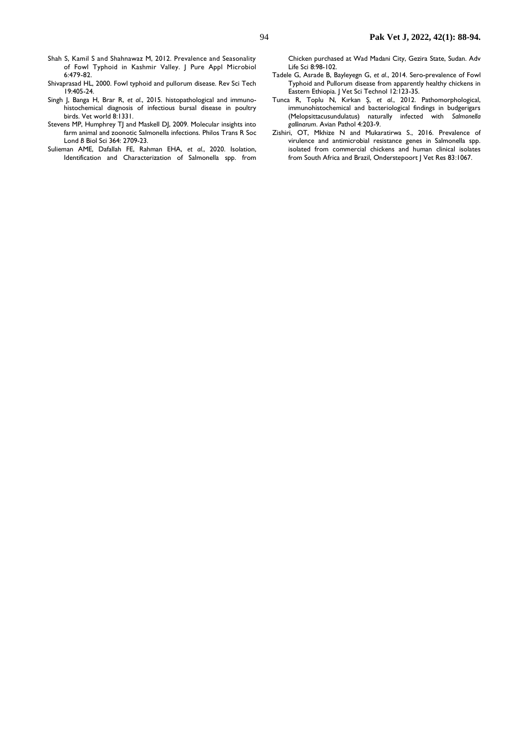Shah S, Kamil S and Shahnawaz M, 2012. Prevalence and Seasonality of Fowl Typhoid in Kashmir Valley. J Pure Appl Microbiol 6:479-82.

Shivaprasad HL, 2000. Fowl typhoid and pullorum disease. Rev Sci Tech 19:405-24.

Singh J, Banga H, Brar R, *et al*., 2015. histopathological and immunohistochemical diagnosis of infectious bursal disease in poultry birds. Vet world 8:1331.

Stevens MP, Humphrey TJ and Maskell DJ, 2009. Molecular insights into farm animal and zoonotic Salmonella infections. Philos Trans R Soc Lond *B* Biol Sci 364: 2709-23.

Sulieman AME, Dafallah FE, Rahman EHA, *et al*., 2020. Isolation, Identification and Characterization of Salmonella spp. from Chicken purchased at Wad Madani City, Gezira State, Sudan. Adv Life Sci 8:98-102.

Tadele G, Asrade B, Bayleyegn G, *et al*., 2014. Sero-prevalence of Fowl Typhoid and Pullorum disease from apparently healthy chickens in Eastern Ethiopia. J Vet Sci Technol 12:123-35.

Tunca R, Toplu N, Kırkan Ş, *et al*., 2012. Pathomorphological, immunohistochemical and bacteriological findings in budgerigars (Melopsittacusundulatus) naturally infected with *Salmonella gallinarum*. Avian Pathol 4:203-9.

Zishiri, OT, Mkhize N and Mukaratirwa S., 2016. Prevalence of virulence and antimicrobial resistance genes in Salmonella spp. isolated from commercial chickens and human clinical isolates from South Africa and Brazil, Onderstepoort J Vet Res 83:1067.